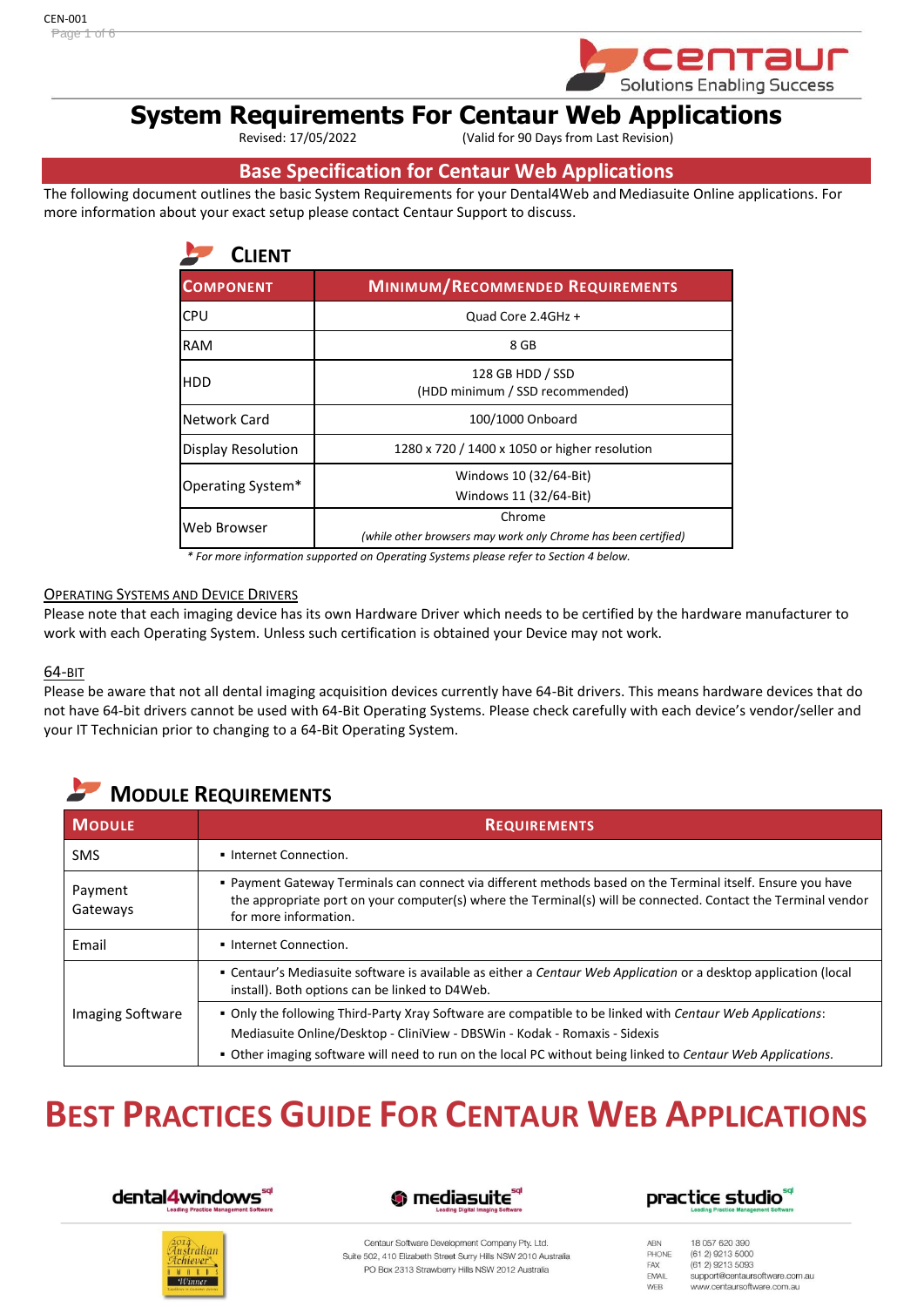# System Requirements For Centaur Web Applications

Revised: 17/05/2022 (Valid for 90 Days from Last Revision)

## Base Specification for Centaur Web Applications

The following document outlines the basic System Requirements for your Dental4Web and Mediasuite Online applications. For more information about your exact setup please contact Centaur Support to discuss.

### CLIENT

| COMPONENT | MINIMUM/RECOMMENDED REQUIREMENTS |
| --- | --- |
| CPU | Quad Core 2.4GHz + |
| RAM | 8 GB |
| HDD | 128 GB HDD / SSD<br>(HDD minimum / SSD recommended) |
| Network Card | 100/1000 Onboard |
| Display Resolution | 1280 x 720 / 1400 x 1050 or higher resolution |
| Operating System* | Windows 10 (32/64-Bit)<br>Windows 11 (32/64-Bit) |
| Web Browser | Chrome<br>*(while other browsers may work only Chrome has been certified)* |

*\* For more information supported on Operating Systems please refer to Section 4 below.*

#### OPERATING SYSTEMS AND DEVICE DRIVERS

Please note that each imaging device has its own Hardware Driver which needs to be certified by the hardware manufacturer to work with each Operating System. Unless such certification is obtained your Device may not work.

#### 64-BIT

Please be aware that not all dental imaging acquisition devices currently have 64-Bit drivers. This means hardware devices that do not have 64-bit drivers cannot be used with 64-Bit Operating Systems. Please check carefully with each device's vendor/seller and your IT Technician prior to changing to a 64-Bit Operating System.

### MODULE REQUIREMENTS

| MODULE | REQUIREMENTS |
| --- | --- |
| SMS | ▪ Internet Connection. |
| Payment Gateways | ▪ Payment Gateway Terminals can connect via different methods based on the Terminal itself. Ensure you have the appropriate port on your computer(s) where the Terminal(s) will be connected. Contact the Terminal vendor for more information. |
| Email | ▪ Internet Connection. |
| Imaging Software | ▪ Centaur's Mediasuite software is available as either a *Centaur Web Application* or a desktop application (local install). Both options can be linked to D4Web.<br>▪ Only the following Third-Party Xray Software are compatible to be linked with *Centaur Web Applications*: Mediasuite Online/Desktop - CliniView - DBSWin - Kodak - Romaxis - Sidexis<br>▪ Other imaging software will need to run on the local PC without being linked to *Centaur Web Applications*. |

# BEST PRACTICES GUIDE FOR CENTAUR WEB APPLICATIONS

Centaur Software Development Company Pty. Ltd.
Suite 502, 410 Elizabeth Street Surry Hills NSW 2010 Australia
PO Box 2313 Strawberry Hills NSW 2012 Australia

ABN 18 057 620 390
PHONE (61 2) 9213 5000
FAX (61 2) 9213 5093
EMAIL support@centaursoftware.com.au
WEB www.centaursoftware.com.au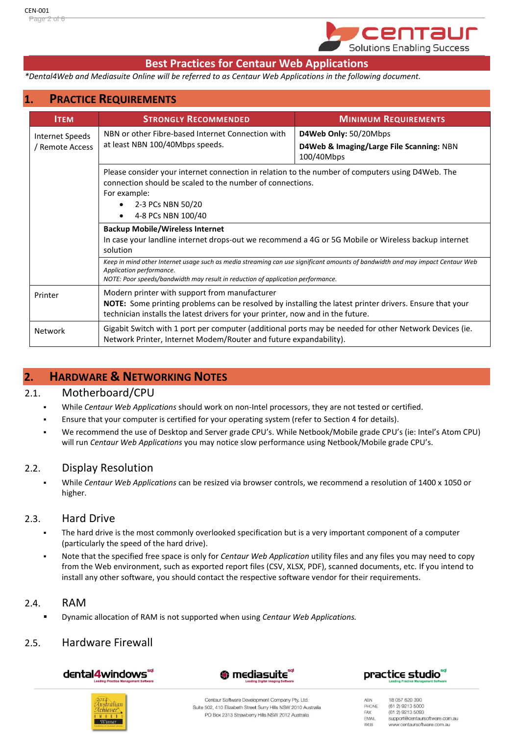# Best Practices for Centaur Web Applications

*\*Dental4Web and Mediasuite Online will be referred to as Centaur Web Applications in the following document.*

## 1. Practice Requirements

| Item | Strongly Recommended | Minimum Requirements |
|---|---|---|
| Internet Speeds / Remote Access | NBN or other Fibre-based Internet Connection with at least NBN 100/40Mbps speeds. | **D4Web Only:** 50/20Mbps<br>**D4Web & Imaging/Large File Scanning:** NBN 100/40Mbps |
| | Please consider your internet connection in relation to the number of computers using D4Web. The connection should be scaled to the number of connections.<br>For example:<br>• 2-3 PCs NBN 50/20<br>• 4-8 PCs NBN 100/40 | |
| | **Backup Mobile/Wireless Internet**<br>In case your landline internet drops-out we recommend a 4G or 5G Mobile or Wireless backup internet solution | |
| | *Keep in mind other Internet usage such as media streaming can use significant amounts of bandwidth and may impact Centaur Web Application performance.*<br>*NOTE: Poor speeds/bandwidth may result in reduction of application performance.* | |
| Printer | Modern printer with support from manufacturer<br>**NOTE:** Some printing problems can be resolved by installing the latest printer drivers. Ensure that your technician installs the latest drivers for your printer, now and in the future. | |
| Network | Gigabit Switch with 1 port per computer (additional ports may be needed for other Network Devices (ie. Network Printer, Internet Modem/Router and future expandability). | |

## 2. Hardware & Networking Notes

### 2.1. Motherboard/CPU

- While *Centaur Web Applications* should work on non-Intel processors, they are not tested or certified.
- Ensure that your computer is certified for your operating system (refer to Section 4 for details).
- We recommend the use of Desktop and Server grade CPU's. While Netbook/Mobile grade CPU's (ie: Intel's Atom CPU) will run *Centaur Web Applications* you may notice slow performance using Netbook/Mobile grade CPU's.

### 2.2. Display Resolution

- While *Centaur Web Applications* can be resized via browser controls, we recommend a resolution of 1400 x 1050 or higher.

### 2.3. Hard Drive

- The hard drive is the most commonly overlooked specification but is a very important component of a computer (particularly the speed of the hard drive).
- Note that the specified free space is only for *Centaur Web Application* utility files and any files you may need to copy from the Web environment, such as exported report files (CSV, XLSX, PDF), scanned documents, etc. If you intend to install any other software, you should contact the respective software vendor for their requirements.

### 2.4. RAM

- Dynamic allocation of RAM is not supported when using *Centaur Web Applications.*

### 2.5. Hardware Firewall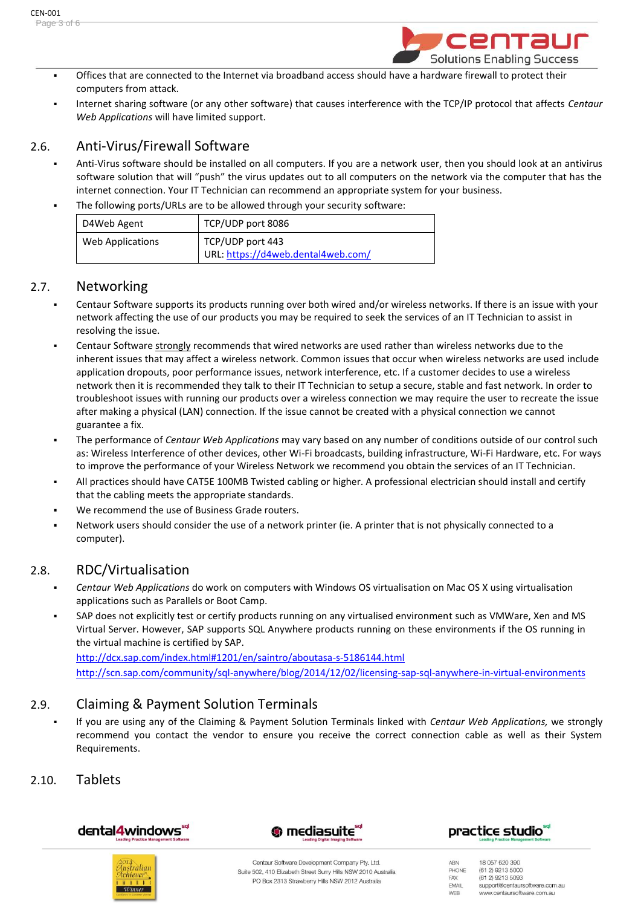- Offices that are connected to the Internet via broadband access should have a hardware firewall to protect their computers from attack.
- Internet sharing software (or any other software) that causes interference with the TCP/IP protocol that affects *Centaur Web Applications* will have limited support.

## 2.6. Anti-Virus/Firewall Software

- Anti-Virus software should be installed on all computers. If you are a network user, then you should look at an antivirus software solution that will "push" the virus updates out to all computers on the network via the computer that has the internet connection. Your IT Technician can recommend an appropriate system for your business.
- The following ports/URLs are to be allowed through your security software:

| D4Web Agent | TCP/UDP port 8086 |
|---|---|
| Web Applications | TCP/UDP port 443<br>URL: https://d4web.dental4web.com/ |

## 2.7. Networking

- Centaur Software supports its products running over both wired and/or wireless networks. If there is an issue with your network affecting the use of our products you may be required to seek the services of an IT Technician to assist in resolving the issue.
- Centaur Software strongly recommends that wired networks are used rather than wireless networks due to the inherent issues that may affect a wireless network. Common issues that occur when wireless networks are used include application dropouts, poor performance issues, network interference, etc. If a customer decides to use a wireless network then it is recommended they talk to their IT Technician to setup a secure, stable and fast network. In order to troubleshoot issues with running our products over a wireless connection we may require the user to recreate the issue after making a physical (LAN) connection. If the issue cannot be created with a physical connection we cannot guarantee a fix.
- The performance of *Centaur Web Applications* may vary based on any number of conditions outside of our control such as: Wireless Interference of other devices, other Wi-Fi broadcasts, building infrastructure, Wi-Fi Hardware, etc. For ways to improve the performance of your Wireless Network we recommend you obtain the services of an IT Technician.
- All practices should have CAT5E 100MB Twisted cabling or higher. A professional electrician should install and certify that the cabling meets the appropriate standards.
- We recommend the use of Business Grade routers.
- Network users should consider the use of a network printer (ie. A printer that is not physically connected to a computer).

## 2.8. RDC/Virtualisation

- *Centaur Web Applications* do work on computers with Windows OS virtualisation on Mac OS X using virtualisation applications such as Parallels or Boot Camp.
- SAP does not explicitly test or certify products running on any virtualised environment such as VMWare, Xen and MS Virtual Server. However, SAP supports SQL Anywhere products running on these environments if the OS running in the virtual machine is certified by SAP.
  http://dcx.sap.com/index.html#1201/en/saintro/aboutasa-s-5186144.html
  http://scn.sap.com/community/sql-anywhere/blog/2014/12/02/licensing-sap-sql-anywhere-in-virtual-environments

## 2.9. Claiming & Payment Solution Terminals

- If you are using any of the Claiming & Payment Solution Terminals linked with *Centaur Web Applications,* we strongly recommend you contact the vendor to ensure you receive the correct connection cable as well as their System Requirements.

## 2.10. Tablets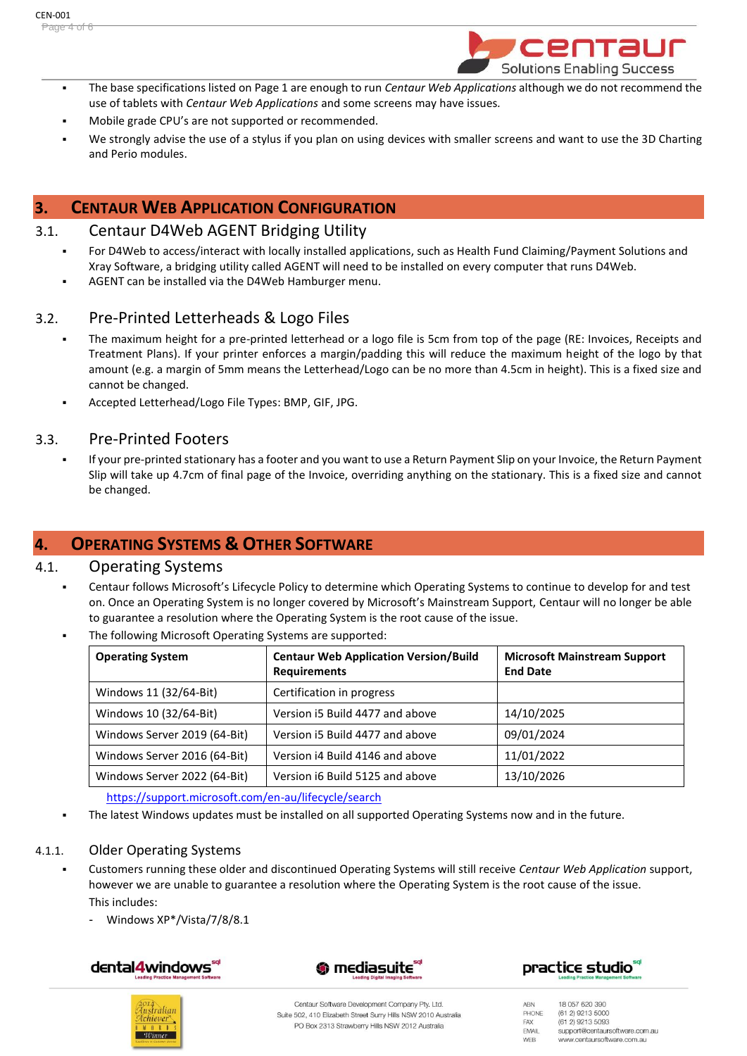- The base specifications listed on Page 1 are enough to run *Centaur Web Applications* although we do not recommend the use of tablets with *Centaur Web Applications* and some screens may have issues.
- Mobile grade CPU's are not supported or recommended.
- We strongly advise the use of a stylus if you plan on using devices with smaller screens and want to use the 3D Charting and Perio modules.

# 3. Centaur Web Application Configuration

## 3.1. Centaur D4Web AGENT Bridging Utility

- For D4Web to access/interact with locally installed applications, such as Health Fund Claiming/Payment Solutions and Xray Software, a bridging utility called AGENT will need to be installed on every computer that runs D4Web.
- AGENT can be installed via the D4Web Hamburger menu.

## 3.2. Pre-Printed Letterheads & Logo Files

- The maximum height for a pre-printed letterhead or a logo file is 5cm from top of the page (RE: Invoices, Receipts and Treatment Plans). If your printer enforces a margin/padding this will reduce the maximum height of the logo by that amount (e.g. a margin of 5mm means the Letterhead/Logo can be no more than 4.5cm in height). This is a fixed size and cannot be changed.
- Accepted Letterhead/Logo File Types: BMP, GIF, JPG.

## 3.3. Pre-Printed Footers

- If your pre-printed stationary has a footer and you want to use a Return Payment Slip on your Invoice, the Return Payment Slip will take up 4.7cm of final page of the Invoice, overriding anything on the stationary. This is a fixed size and cannot be changed.

# 4. Operating Systems & Other Software

## 4.1. Operating Systems

- Centaur follows Microsoft's Lifecycle Policy to determine which Operating Systems to continue to develop for and test on. Once an Operating System is no longer covered by Microsoft's Mainstream Support, Centaur will no longer be able to guarantee a resolution where the Operating System is the root cause of the issue.
- The following Microsoft Operating Systems are supported:

| Operating System | Centaur Web Application Version/Build Requirements | Microsoft Mainstream Support End Date |
|---|---|---|
| Windows 11 (32/64-Bit) | Certification in progress | |
| Windows 10 (32/64-Bit) | Version i5 Build 4477 and above | 14/10/2025 |
| Windows Server 2019 (64-Bit) | Version i5 Build 4477 and above | 09/01/2024 |
| Windows Server 2016 (64-Bit) | Version i4 Build 4146 and above | 11/01/2022 |
| Windows Server 2022 (64-Bit) | Version i6 Build 5125 and above | 13/10/2026 |

https://support.microsoft.com/en-au/lifecycle/search

- The latest Windows updates must be installed on all supported Operating Systems now and in the future.

### 4.1.1. Older Operating Systems

- Customers running these older and discontinued Operating Systems will still receive *Centaur Web Application* support, however we are unable to guarantee a resolution where the Operating System is the root cause of the issue.
  This includes:
  - Windows XP*/Vista/7/8/8.1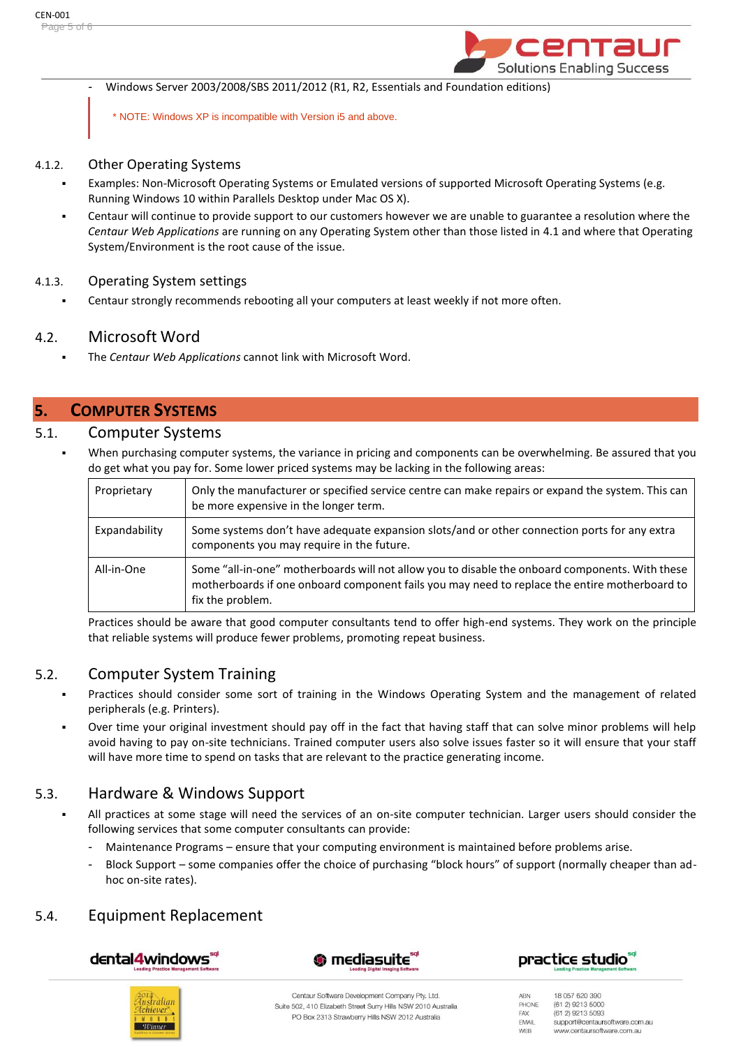- Windows Server 2003/2008/SBS 2011/2012 (R1, R2, Essentials and Foundation editions)

> * NOTE: Windows XP is incompatible with Version i5 and above.

#### 4.1.2. Other Operating Systems

- Examples: Non-Microsoft Operating Systems or Emulated versions of supported Microsoft Operating Systems (e.g. Running Windows 10 within Parallels Desktop under Mac OS X).
- Centaur will continue to provide support to our customers however we are unable to guarantee a resolution where the *Centaur Web Applications* are running on any Operating System other than those listed in 4.1 and where that Operating System/Environment is the root cause of the issue.

#### 4.1.3. Operating System settings

- Centaur strongly recommends rebooting all your computers at least weekly if not more often.

### 4.2. Microsoft Word

- The *Centaur Web Applications* cannot link with Microsoft Word.

## 5. COMPUTER SYSTEMS

### 5.1. Computer Systems

- When purchasing computer systems, the variance in pricing and components can be overwhelming. Be assured that you do get what you pay for. Some lower priced systems may be lacking in the following areas:

| | |
|---|---|
| Proprietary | Only the manufacturer or specified service centre can make repairs or expand the system. This can be more expensive in the longer term. |
| Expandability | Some systems don't have adequate expansion slots/and or other connection ports for any extra components you may require in the future. |
| All-in-One | Some "all-in-one" motherboards will not allow you to disable the onboard components. With these motherboards if one onboard component fails you may need to replace the entire motherboard to fix the problem. |

Practices should be aware that good computer consultants tend to offer high-end systems. They work on the principle that reliable systems will produce fewer problems, promoting repeat business.

### 5.2. Computer System Training

- Practices should consider some sort of training in the Windows Operating System and the management of related peripherals (e.g. Printers).
- Over time your original investment should pay off in the fact that having staff that can solve minor problems will help avoid having to pay on-site technicians. Trained computer users also solve issues faster so it will ensure that your staff will have more time to spend on tasks that are relevant to the practice generating income.

### 5.3. Hardware & Windows Support

- All practices at some stage will need the services of an on-site computer technician. Larger users should consider the following services that some computer consultants can provide:
  - Maintenance Programs – ensure that your computing environment is maintained before problems arise.
  - Block Support – some companies offer the choice of purchasing "block hours" of support (normally cheaper than ad-hoc on-site rates).

### 5.4. Equipment Replacement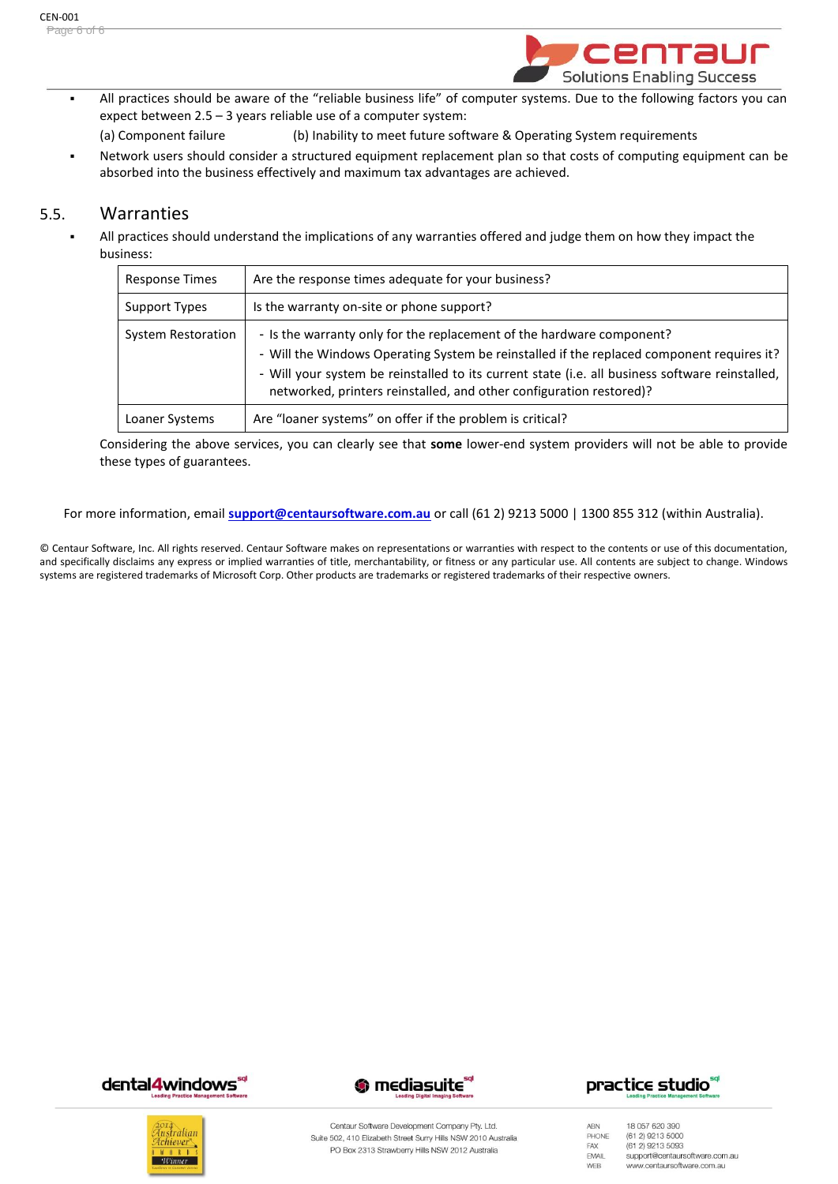- All practices should be aware of the "reliable business life" of computer systems. Due to the following factors you can expect between 2.5 – 3 years reliable use of a computer system:

  (a) Component failure (b) Inability to meet future software & Operating System requirements

- Network users should consider a structured equipment replacement plan so that costs of computing equipment can be absorbed into the business effectively and maximum tax advantages are achieved.

## 5.5. Warranties

- All practices should understand the implications of any warranties offered and judge them on how they impact the business:

| | |
|---|---|
| Response Times | Are the response times adequate for your business? |
| Support Types | Is the warranty on-site or phone support? |
| System Restoration | - Is the warranty only for the replacement of the hardware component?<br>- Will the Windows Operating System be reinstalled if the replaced component requires it?<br>- Will your system be reinstalled to its current state (i.e. all business software reinstalled, networked, printers reinstalled, and other configuration restored)? |
| Loaner Systems | Are "loaner systems" on offer if the problem is critical? |

Considering the above services, you can clearly see that **some** lower-end system providers will not be able to provide these types of guarantees.

For more information, email **support@centaursoftware.com.au** or call (61 2) 9213 5000 | 1300 855 312 (within Australia).

© Centaur Software, Inc. All rights reserved. Centaur Software makes on representations or warranties with respect to the contents or use of this documentation, and specifically disclaims any express or implied warranties of title, merchantability, or fitness or any particular use. All contents are subject to change. Windows systems are registered trademarks of Microsoft Corp. Other products are trademarks or registered trademarks of their respective owners.